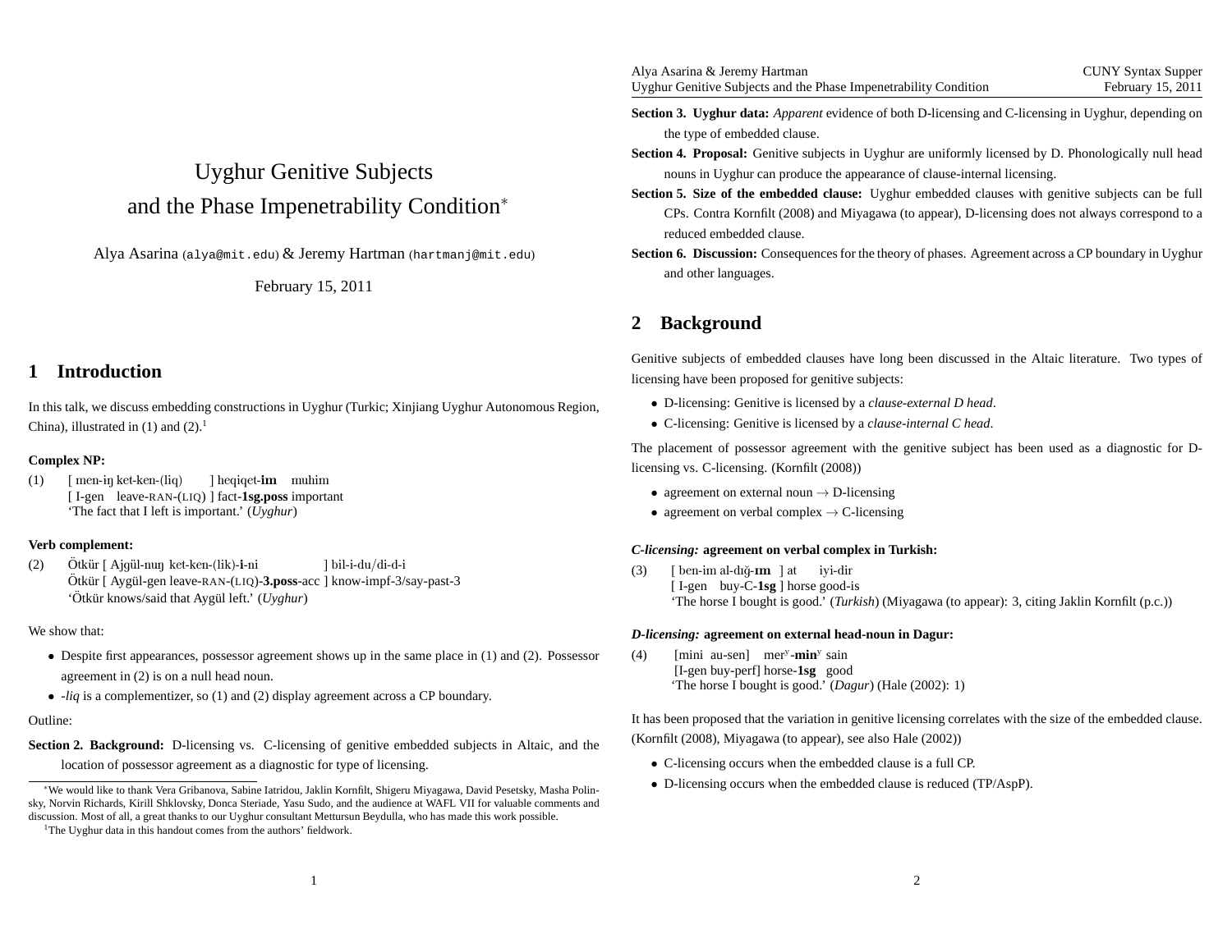# Uyghur Genitive Subjects and the Phase Impenetrability Condition*

Alya Asarina (alya@mit.edu) & Jeremy Hartman (hartmanj@mit.edu)

February 15, 2011

## 1 Introduction

In this talk, we discuss embedding constructions in Uyghur (Turkic; Xinjiang Uyghur Autonomous Region, China), illustrated in (1) and (2).[1]

**Complex NP:**

(1) [ men-iŋ ket-ken-(liq) ] heqiqet-**im** muhim
[ I-gen leave-RAN-(LIQ) ] fact-**1sg.poss** important
'The fact that I left is important.' (*Uyghur*)

**Verb complement:**

(2) Ötkür [ Ajgül-nuŋ ket-ken-(lik)-**i**-ni ] bil-i-du/di-d-i
Ötkür [ Aygül-gen leave-RAN-(LIQ)-**3.poss**-acc ] know-impf-3/say-past-3
'Ötkür knows/said that Aygül left.' (*Uyghur*)

We show that:

- Despite first appearances, possessor agreement shows up in the same place in (1) and (2). Possessor agreement in (2) is on a null head noun.
- *-liq* is a complementizer, so (1) and (2) display agreement across a CP boundary.

Outline:

**Section 2. Background:** D-licensing vs. C-licensing of genitive embedded subjects in Altaic, and the location of possessor agreement as a diagnostic for type of licensing.

**Section 3. Uyghur data:** *Apparent* evidence of both D-licensing and C-licensing in Uyghur, depending on the type of embedded clause.

**Section 4. Proposal:** Genitive subjects in Uyghur are uniformly licensed by D. Phonologically null head nouns in Uyghur can produce the appearance of clause-internal licensing.

**Section 5. Size of the embedded clause:** Uyghur embedded clauses with genitive subjects can be full CPs. Contra Kornfilt (2008) and Miyagawa (to appear), D-licensing does not always correspond to a reduced embedded clause.

**Section 6. Discussion:** Consequences for the theory of phases. Agreement across a CP boundary in Uyghur and other languages.

## 2 Background

Genitive subjects of embedded clauses have long been discussed in the Altaic literature. Two types of licensing have been proposed for genitive subjects:

- D-licensing: Genitive is licensed by a *clause-external D head*.
- C-licensing: Genitive is licensed by a *clause-internal C head*.

The placement of possessor agreement with the genitive subject has been used as a diagnostic for D-licensing vs. C-licensing. (Kornfilt (2008))

- agreement on external noun → D-licensing
- agreement on verbal complex → C-licensing

***C-licensing:* agreement on verbal complex in Turkish:**

(3) [ ben-im al-dığ-**ım** ] at iyi-dir
[ I-gen buy-C-**1sg** ] horse good-is
'The horse I bought is good.' (*Turkish*) (Miyagawa (to appear): 3, citing Jaklin Kornfilt (p.c.))

***D-licensing:* agreement on external head-noun in Dagur:**

(4) [mini au-sen] mer$^y$-**min**$^y$ sain
[I-gen buy-perf] horse-**1sg** good
'The horse I bought is good.' (*Dagur*) (Hale (2002): 1)

It has been proposed that the variation in genitive licensing correlates with the size of the embedded clause. (Kornfilt (2008), Miyagawa (to appear), see also Hale (2002))

- C-licensing occurs when the embedded clause is a full CP.
- D-licensing occurs when the embedded clause is reduced (TP/AspP).

---

*We would like to thank Vera Gribanova, Sabine Iatridou, Jaklin Kornfilt, Shigeru Miyagawa, David Pesetsky, Masha Polinsky, Norvin Richards, Kirill Shklovsky, Donca Steriade, Yasu Sudo, and the audience at WAFL VII for valuable comments and discussion. Most of all, a great thanks to our Uyghur consultant Mettursun Beydulla, who has made this work possible.

[1] The Uyghur data in this handout comes from the authors' fieldwork.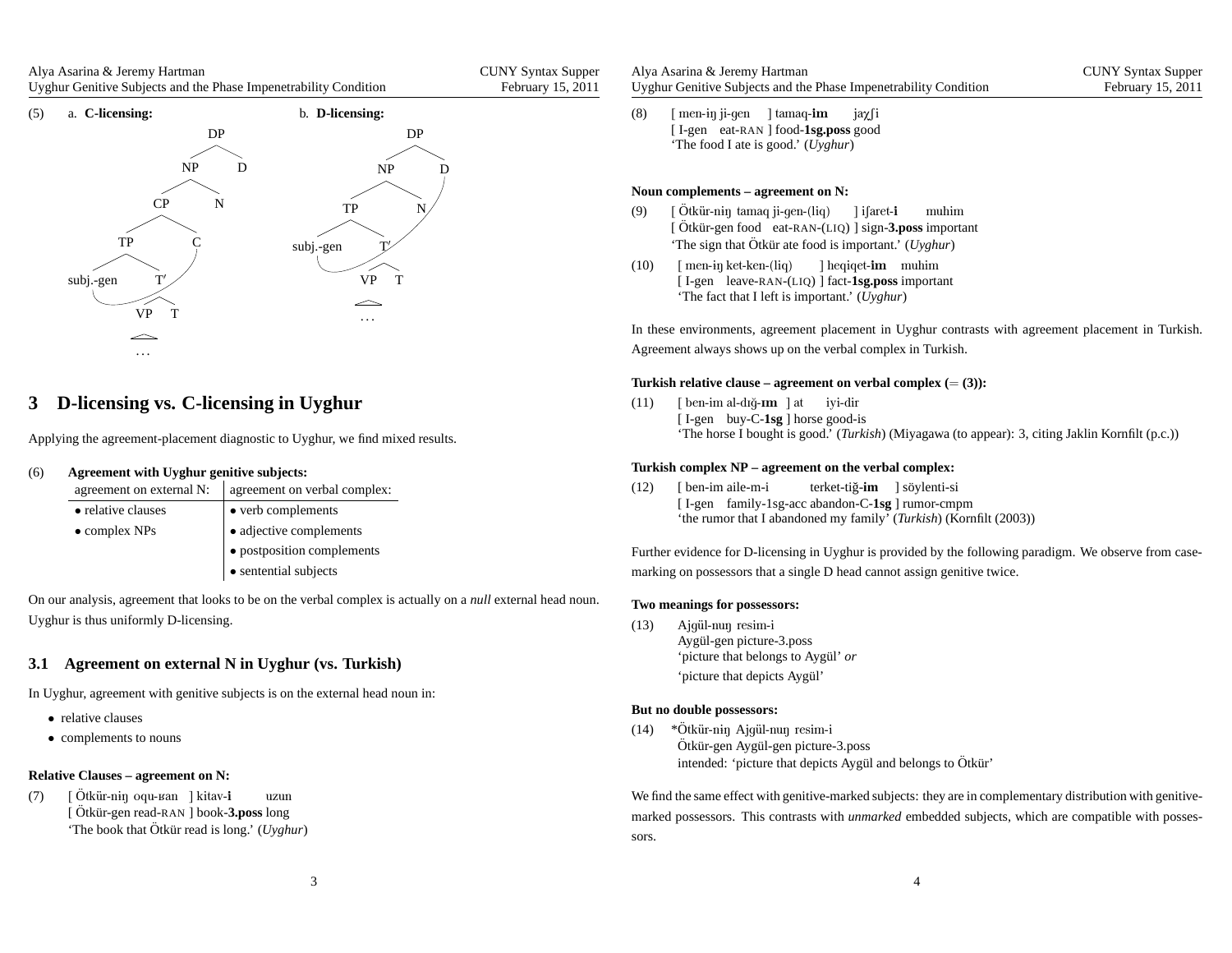(5) a. **C-licensing:** b. **D-licensing:**

```
a. C-licensing:                      b. D-licensing:

            DP                                   DP
           /  \                                 /  \
         NP    D                              NP    D
        /  \                                 /  \
      CP    N                              TP    N
     /  \                                 /  \
   TP    C                        subj.-gen   T′
  /  \                                       /  \
subj.-gen  T′                              VP    T
          /  \                             ...
        VP    T
        ...
```

# 3 D-licensing vs. C-licensing in Uyghur

Applying the agreement-placement diagnostic to Uyghur, we find mixed results.

(6) **Agreement with Uyghur genitive subjects:**

| agreement on external N: | agreement on verbal complex: |
|---|---|
| • relative clauses | • verb complements |
| • complex NPs | • adjective complements |
| | • postposition complements |
| | • sentential subjects |

On our analysis, agreement that looks to be on the verbal complex is actually on a *null* external head noun. Uyghur is thus uniformly D-licensing.

## 3.1 Agreement on external N in Uyghur (vs. Turkish)

In Uyghur, agreement with genitive subjects is on the external head noun in:

- relative clauses
- complements to nouns

**Relative Clauses – agreement on N:**

(7) [ Ötkür-niŋ oqu-ʁan ] kitav-**i** uzun
[ Ötkür-gen read-RAN ] book-**3.poss** long
'The book that Ötkür read is long.' (*Uyghur*)

(8) [ men-iŋ ji-gen ] tamaq-**im** jaχʃi
[ I-gen eat-RAN ] food-**1sg.poss** good
'The food I ate is good.' (*Uyghur*)

**Noun complements – agreement on N:**

(9) [ Ötkür-niŋ tamaq ji-gen-(liq) ] iʃaret-**i** muhim
[ Ötkür-gen food eat-RAN-(LIQ) ] sign-**3.poss** important
'The sign that Ötkür ate food is important.' (*Uyghur*)

(10) [ men-iŋ ket-ken-(liq) ] heqiqet-**im** muhim
[ I-gen leave-RAN-(LIQ) ] fact-**1sg.poss** important
'The fact that I left is important.' (*Uyghur*)

In these environments, agreement placement in Uyghur contrasts with agreement placement in Turkish. Agreement always shows up on the verbal complex in Turkish.

**Turkish relative clause – agreement on verbal complex (= (3)):**

(11) [ ben-im al-dığ-**ım** ] at iyi-dir
[ I-gen buy-C-**1sg** ] horse good-is
'The horse I bought is good.' (*Turkish*) (Miyagawa (to appear): 3, citing Jaklin Kornfilt (p.c.))

**Turkish complex NP – agreement on the verbal complex:**

(12) [ ben-im aile-m-i terket-tiğ-**im** ] söylenti-si
[ I-gen family-1sg-acc abandon-C-**1sg** ] rumor-cmpm
'the rumor that I abandoned my family' (*Turkish*) (Kornfilt (2003))

Further evidence for D-licensing in Uyghur is provided by the following paradigm. We observe from case-marking on possessors that a single D head cannot assign genitive twice.

**Two meanings for possessors:**

(13) Ajgül-nuŋ resim-i
Aygül-gen picture-3.poss
'picture that belongs to Aygül' *or*
'picture that depicts Aygül'

**But no double possessors:**

(14) *Ötkür-niŋ Ajgül-nuŋ resim-i
Ötkür-gen Aygül-gen picture-3.poss
intended: 'picture that depicts Aygül and belongs to Ötkür'

We find the same effect with genitive-marked subjects: they are in complementary distribution with genitive-marked possessors. This contrasts with *unmarked* embedded subjects, which are compatible with possessors.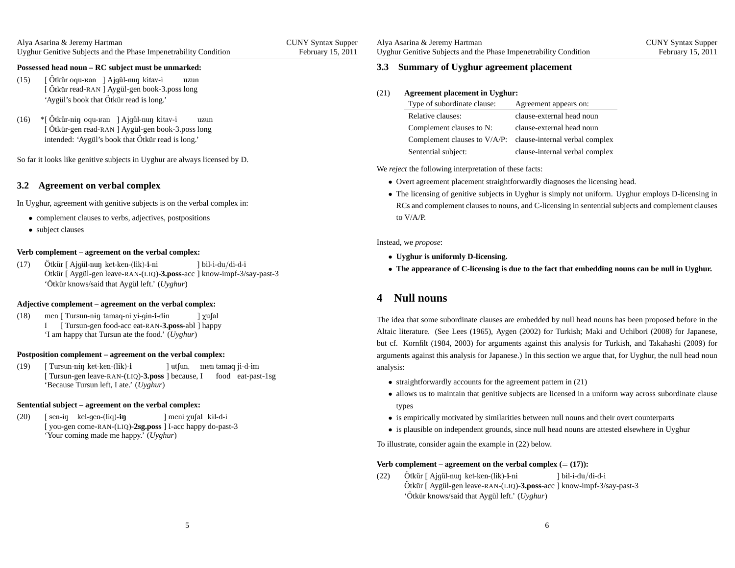**Possessed head noun – RC subject must be unmarked:**

(15) [ Ötkür oqu-ʁan ] Ajgül-nuŋ kitav-i uzun
[ Ötkür read-RAN ] Aygül-gen book-3.poss long
'Aygül's book that Ötkür read is long.'

(16) *[ Ötkür-niŋ oqu-ʁan ] Ajgül-nuŋ kitav-i uzun
[ Ötkür-gen read-RAN ] Aygül-gen book-3.poss long
intended: 'Aygül's book that Ötkür read is long.'

So far it looks like genitive subjects in Uyghur are always licensed by D.

## 3.2 Agreement on verbal complex

In Uyghur, agreement with genitive subjects is on the verbal complex in:

- complement clauses to verbs, adjectives, postpositions
- subject clauses

**Verb complement – agreement on the verbal complex:**

(17) Ötkür [ Ajgül-nuŋ ket-ken-(lik)-**i**-ni ] bil-i-du/di-d-i
Ötkür [ Aygül-gen leave-RAN-(LIQ)-**3.poss**-acc ] know-impf-3/say-past-3
'Ötkür knows/said that Aygül left.' (*Uyghur*)

**Adjective complement – agreement on the verbal complex:**

(18) men [ Tursun-niŋ tamaq-ni yi-gin-**i**-din ] χuʃal
I [ Tursun-gen food-acc eat-RAN-**3.poss**-abl ] happy
'I am happy that Tursun ate the food.' (*Uyghur*)

**Postposition complement – agreement on the verbal complex:**

(19) [ Tursun-niŋ ket-ken-(lik)-**i** ] utʃun, men tamaq ji-d-im
[ Tursun-gen leave-RAN-(LIQ)-**3.poss** ] because, I food eat-past-1sg
'Because Tursun left, I ate.' (*Uyghur*)

**Sentential subject – agreement on the verbal complex:**

(20) [ sen-iŋ kel-gen-(liq)-**iŋ** ] meni χuʃal kil-d-i
[ you-gen come-RAN-(LIQ)-**2sg.poss** ] I-acc happy do-past-3
'Your coming made me happy.' (*Uyghur*)

## 3.3 Summary of Uyghur agreement placement

(21) **Agreement placement in Uyghur:**

| Type of subordinate clause: | Agreement appears on: |
|---|---|
| Relative clauses: | clause-external head noun |
| Complement clauses to N: | clause-external head noun |
| Complement clauses to V/A/P: | clause-internal verbal complex |
| Sentential subject: | clause-internal verbal complex |

We *reject* the following interpretation of these facts:

- Overt agreement placement straightforwardly diagnoses the licensing head.
- The licensing of genitive subjects in Uyghur is simply not uniform. Uyghur employs D-licensing in RCs and complement clauses to nouns, and C-licensing in sentential subjects and complement clauses to V/A/P.

Instead, we *propose*:

- **Uyghur is uniformly D-licensing.**
- **The appearance of C-licensing is due to the fact that embedding nouns can be null in Uyghur.**

# 4 Null nouns

The idea that some subordinate clauses are embedded by null head nouns has been proposed before in the Altaic literature. (See Lees (1965), Aygen (2002) for Turkish; Maki and Uchibori (2008) for Japanese, but cf. Kornfilt (1984, 2003) for arguments against this analysis for Turkish, and Takahashi (2009) for arguments against this analysis for Japanese.) In this section we argue that, for Uyghur, the null head noun analysis:

- straightforwardly accounts for the agreement pattern in (21)
- allows us to maintain that genitive subjects are licensed in a uniform way across subordinate clause types
- is empirically motivated by similarities between null nouns and their overt counterparts
- is plausible on independent grounds, since null head nouns are attested elsewhere in Uyghur

To illustrate, consider again the example in (22) below.

**Verb complement – agreement on the verbal complex (= (17)):**

(22) Ötkür [ Ajgül-nuŋ ket-ken-(lik)-**i**-ni ] bil-i-du/di-d-i
Ötkür [ Aygül-gen leave-RAN-(LIQ)-**3.poss**-acc ] know-impf-3/say-past-3
'Ötkür knows/said that Aygül left.' (*Uyghur*)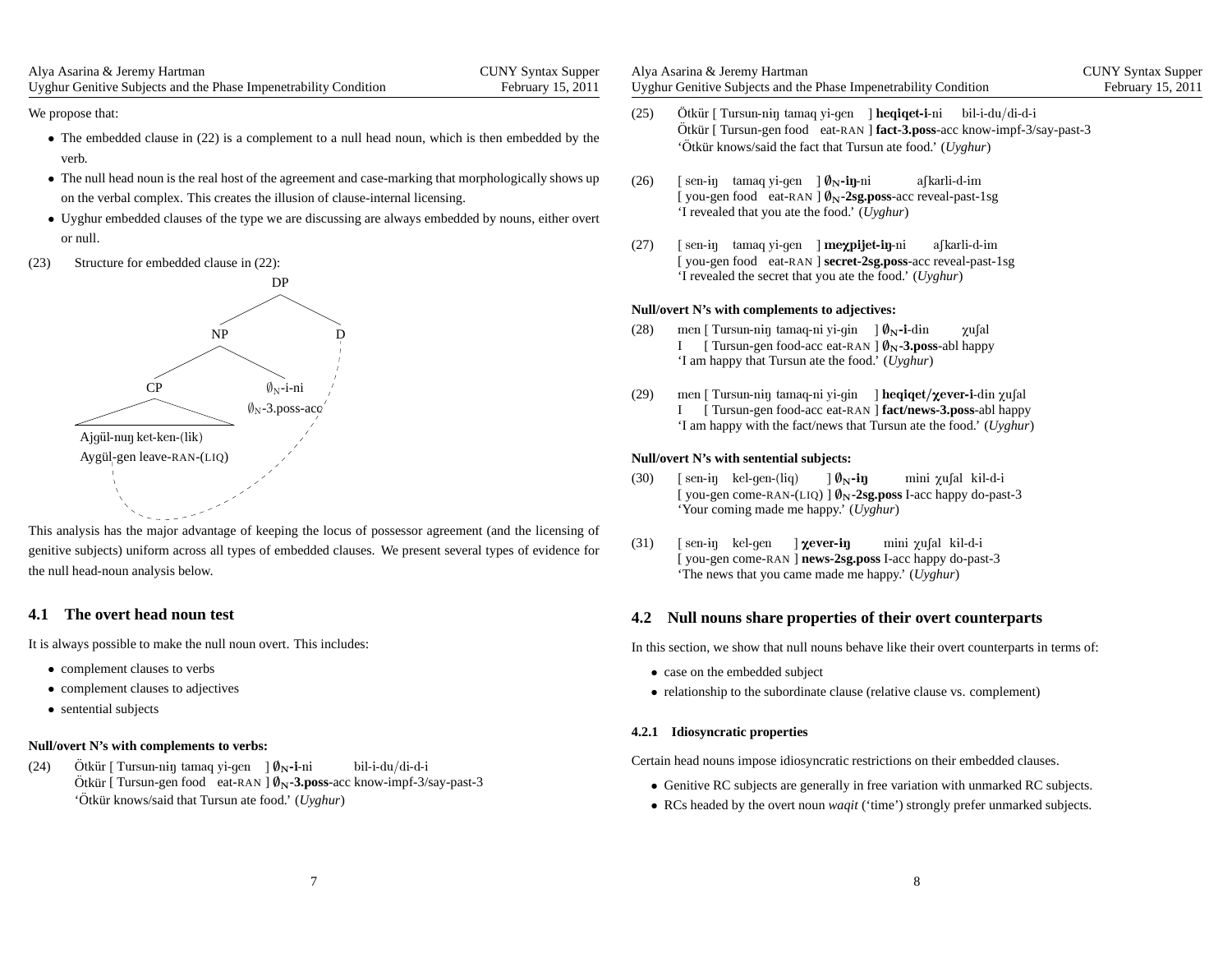We propose that:

- The embedded clause in (22) is a complement to a null head noun, which is then embedded by the verb.
- The null head noun is the real host of the agreement and case-marking that morphologically shows up on the verbal complex. This creates the illusion of clause-internal licensing.
- Uyghur embedded clauses of the type we are discussing are always embedded by nouns, either overt or null.

(23) Structure for embedded clause in (22):

```
                DP
              /    \
            NP      D
          /    \
        CP      ∅N-i-ni
                ∅N-3.poss-acc
   Ajgül-nuŋ ket-ken-(lik)
   Aygül-gen leave-RAN-(LIQ)
```

This analysis has the major advantage of keeping the locus of possessor agreement (and the licensing of genitive subjects) uniform across all types of embedded clauses. We present several types of evidence for the null head-noun analysis below.

### 4.1 The overt head noun test

It is always possible to make the null noun overt. This includes:

- complement clauses to verbs
- complement clauses to adjectives
- sentential subjects

**Null/overt N's with complements to verbs:**

(24) Ötkür [ Tursun-niŋ tamaq yi-gen ] $\emptyset_N$**-i**-ni bil-i-du/di-d-i
Ötkür [ Tursun-gen food eat-RAN ] $\emptyset_N$**-3.poss**-acc know-impf-3/say-past-3
'Ötkür knows/said that Tursun ate food.' (*Uyghur*)

(25) Ötkür [ Tursun-niŋ tamaq yi-gen ] **heqiqet-i**-ni bil-i-du/di-d-i
Ötkür [ Tursun-gen food eat-RAN ] **fact-3.poss**-acc know-impf-3/say-past-3
'Ötkür knows/said the fact that Tursun ate food.' (*Uyghur*)

(26) [ sen-iŋ tamaq yi-gen ] $\emptyset_N$**-iŋ**-ni aʃkarli-d-im
[ you-gen food eat-RAN ] $\emptyset_N$**-2sg.poss**-acc reveal-past-1sg
'I revealed that you ate the food.' (*Uyghur*)

(27) [ sen-iŋ tamaq yi-gen ] **meχpijet-iŋ**-ni aʃkarli-d-im
[ you-gen food eat-RAN ] **secret-2sg.poss**-acc reveal-past-1sg
'I revealed the secret that you ate the food.' (*Uyghur*)

**Null/overt N's with complements to adjectives:**

(28) men [ Tursun-niŋ tamaq-ni yi-gin ] $\emptyset_N$**-i**-din χuʃal
I [ Tursun-gen food-acc eat-RAN ] $\emptyset_N$**-3.poss**-abl happy
'I am happy that Tursun ate the food.' (*Uyghur*)

(29) men [ Tursun-niŋ tamaq-ni yi-gin ] **heqiqet/χever-i**-din χuʃal
I [ Tursun-gen food-acc eat-RAN ] **fact/news-3.poss**-abl happy
'I am happy with the fact/news that Tursun ate the food.' (*Uyghur*)

**Null/overt N's with sentential subjects:**

(30) [ sen-iŋ kel-gen-(liq) ] $\emptyset_N$**-iŋ** mini χuʃal kil-d-i
[ you-gen come-RAN-(LIQ) ] $\emptyset_N$**-2sg.poss** I-acc happy do-past-3
'Your coming made me happy.' (*Uyghur*)

(31) [ sen-iŋ kel-gen ] **χever-iŋ** mini χuʃal kil-d-i
[ you-gen come-RAN ] **news-2sg.poss** I-acc happy do-past-3
'The news that you came made me happy.' (*Uyghur*)

### 4.2 Null nouns share properties of their overt counterparts

In this section, we show that null nouns behave like their overt counterparts in terms of:

- case on the embedded subject
- relationship to the subordinate clause (relative clause vs. complement)

#### 4.2.1 Idiosyncratic properties

Certain head nouns impose idiosyncratic restrictions on their embedded clauses.

- Genitive RC subjects are generally in free variation with unmarked RC subjects.
- RCs headed by the overt noun *waqit* ('time') strongly prefer unmarked subjects.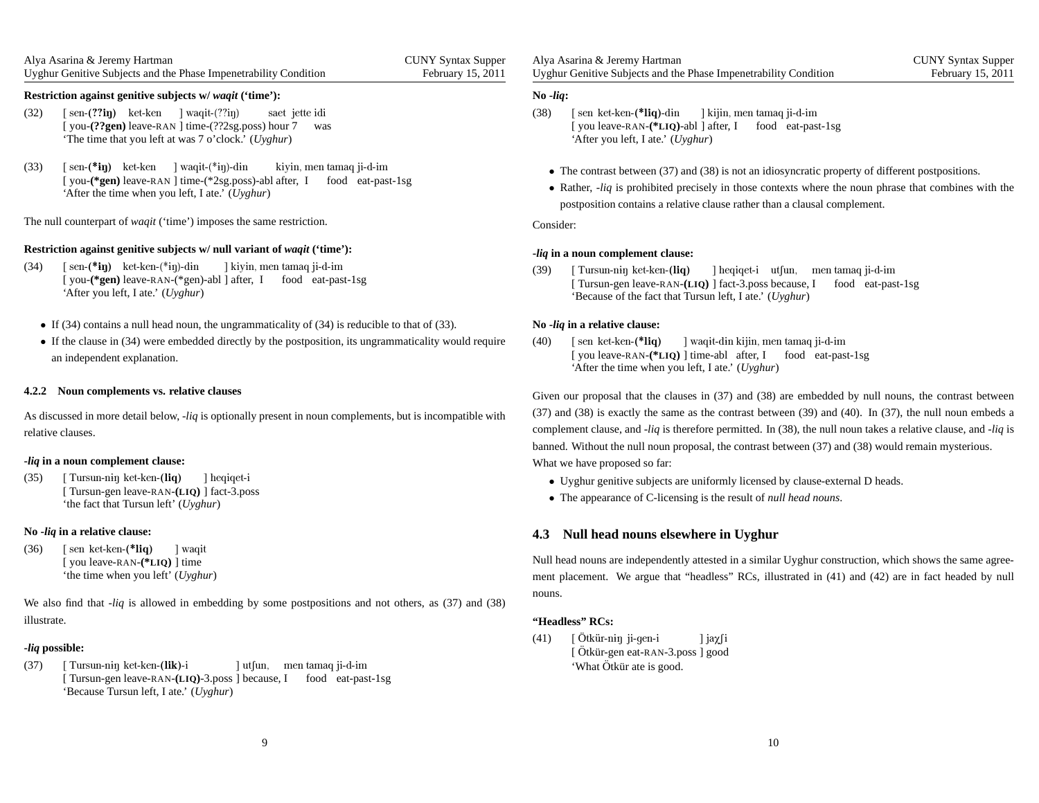**Restriction against genitive subjects w/ *waqit* ('time'):**

(32) [ sen-(**??iŋ**) ket-ken ] waqit-(??iŋ) saet jette idi
[ you-(**??gen**) leave-RAN ] time-(??2sg.poss) hour 7 was
'The time that you left at was 7 o'clock.' (*Uyghur*)

(33) [ sen-(***iŋ**) ket-ken ] waqit-(*iŋ)-din kiyin, men tamaq ji-d-im
[ you-(***gen**) leave-RAN ] time-(*2sg.poss)-abl after, I food eat-past-1sg
'After the time when you left, I ate.' (*Uyghur*)

The null counterpart of *waqit* ('time') imposes the same restriction.

**Restriction against genitive subjects w/ null variant of *waqit* ('time'):**

(34) [ sen-(***iŋ**) ket-ken-(*iŋ)-din ] kiyin, men tamaq ji-d-im
[ you-(***gen**) leave-RAN-(*gen)-abl ] after, I food eat-past-1sg
'After you left, I ate.' (*Uyghur*)

- If (34) contains a null head noun, the ungrammaticality of (34) is reducible to that of (33).
- If the clause in (34) were embedded directly by the postposition, its ungrammaticality would require an independent explanation.

#### 4.2.2 Noun complements vs. relative clauses

As discussed in more detail below, *-liq* is optionally present in noun complements, but is incompatible with relative clauses.

***-liq* in a noun complement clause:**

(35) [ Tursun-niŋ ket-ken-(**liq**) ] heqiqet-i
[ Tursun-gen leave-RAN-**(LIQ)** ] fact-3.poss
'the fact that Tursun left' (*Uyghur*)

**No *-liq* in a relative clause:**

(36) [ sen ket-ken-(***liq**) ] waqit
[ you leave-RAN-**(*LIQ)** ] time
'the time when you left' (*Uyghur*)

We also find that *-liq* is allowed in embedding by some postpositions and not others, as (37) and (38) illustrate.

***-liq* possible:**

(37) [ Tursun-niŋ ket-ken-(**lik**)-i ] utʃun, men tamaq ji-d-im
[ Tursun-gen leave-RAN-**(LIQ)**-3.poss ] because, I food eat-past-1sg
'Because Tursun left, I ate.' (*Uyghur*)

**No *-liq*:**

(38) [ sen ket-ken-(***liq**)-din ] kijin, men tamaq ji-d-im
[ you leave-RAN-**(*LIQ)**-abl ] after, I food eat-past-1sg
'After you left, I ate.' (*Uyghur*)

- The contrast between (37) and (38) is not an idiosyncratic property of different postpositions.
- Rather, *-liq* is prohibited precisely in those contexts where the noun phrase that combines with the postposition contains a relative clause rather than a clausal complement.

Consider:

***-liq* in a noun complement clause:**

(39) [ Tursun-niŋ ket-ken-(**liq**) ] heqiqet-i utʃun, men tamaq ji-d-im
[ Tursun-gen leave-RAN-**(LIQ)** ] fact-3.poss because, I food eat-past-1sg
'Because of the fact that Tursun left, I ate.' (*Uyghur*)

**No *-liq* in a relative clause:**

(40) [ sen ket-ken-(***liq**) ] waqit-din kijin, men tamaq ji-d-im
[ you leave-RAN-**(*LIQ)** ] time-abl after, I food eat-past-1sg
'After the time when you left, I ate.' (*Uyghur*)

Given our proposal that the clauses in (37) and (38) are embedded by null nouns, the contrast between (37) and (38) is exactly the same as the contrast between (39) and (40). In (37), the null noun embeds a complement clause, and *-liq* is therefore permitted. In (38), the null noun takes a relative clause, and *-liq* is banned. Without the null noun proposal, the contrast between (37) and (38) would remain mysterious.

What we have proposed so far:

- Uyghur genitive subjects are uniformly licensed by clause-external D heads.
- The appearance of C-licensing is the result of *null head nouns*.

### 4.3 Null head nouns elsewhere in Uyghur

Null head nouns are independently attested in a similar Uyghur construction, which shows the same agreement placement. We argue that "headless" RCs, illustrated in (41) and (42) are in fact headed by null nouns.

**"Headless" RCs:**

(41) [ Ötkür-niŋ ji-gen-i ] jaχʃi
[ Ötkür-gen eat-RAN-3.poss ] good
'What Ötkür ate is good.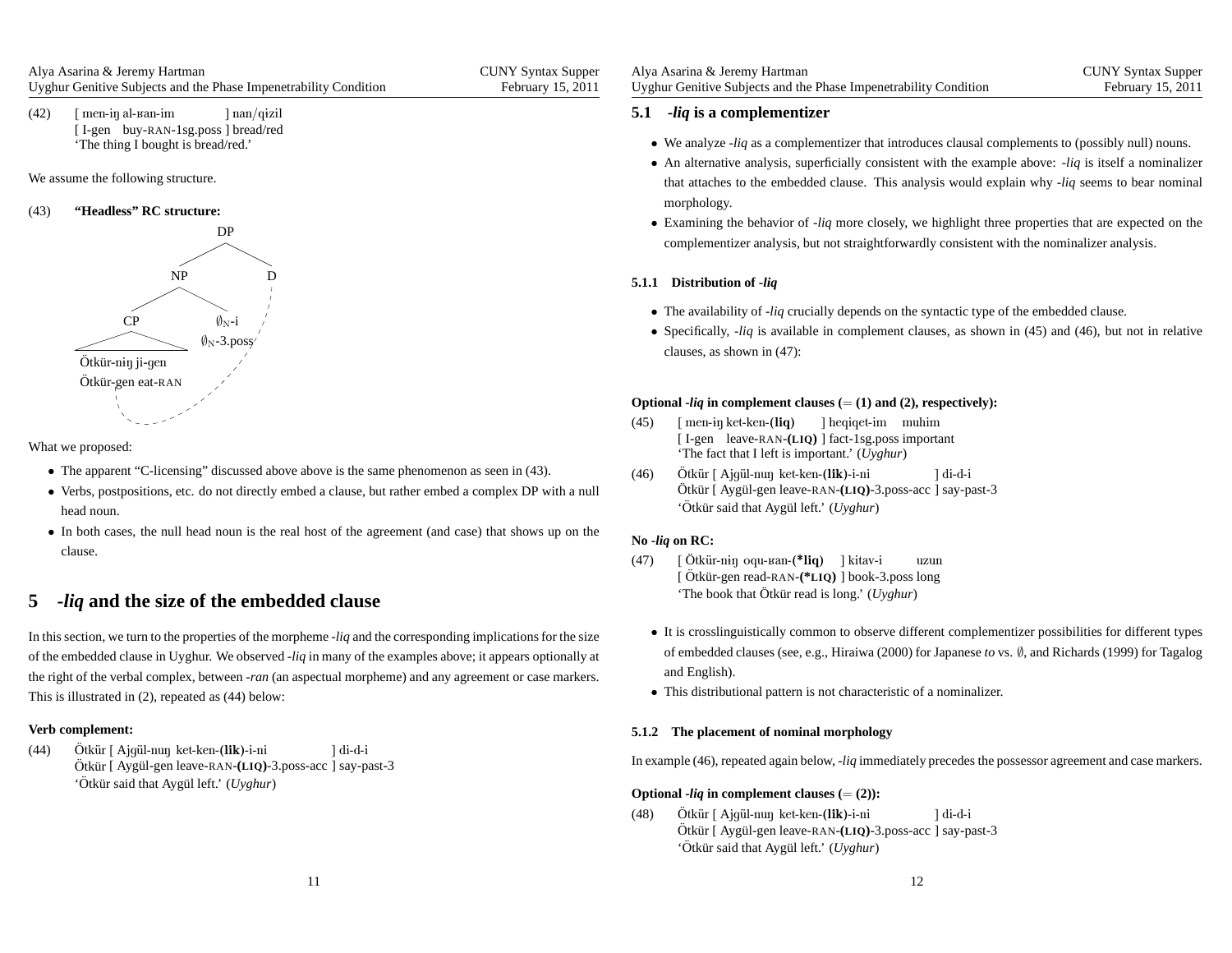(42) [ men-iŋ al-ʁan-im ] nan/qizil
[ I-gen buy-RAN-1sg.poss ] bread/red
'The thing I bought is bread/red.'

We assume the following structure.

(43) **"Headless" RC structure:**

```
DP
├── NP
│   ├── CP
│   │   Ötkür-niŋ ji-gen
│   │   Ötkür-gen eat-RAN
│   └── ∅N-i
│       ∅N-3.poss
└── D
```

What we proposed:

- The apparent "C-licensing" discussed above above is the same phenomenon as seen in (43).
- Verbs, postpositions, etc. do not directly embed a clause, but rather embed a complex DP with a null head noun.
- In both cases, the null head noun is the real host of the agreement (and case) that shows up on the clause.

# 5 *-liq* and the size of the embedded clause

In this section, we turn to the properties of the morpheme *-liq* and the corresponding implications for the size of the embedded clause in Uyghur. We observed *-liq* in many of the examples above; it appears optionally at the right of the verbal complex, between *-ran* (an aspectual morpheme) and any agreement or case markers. This is illustrated in (2), repeated as (44) below:

**Verb complement:**

(44) Ötkür [ Ajgül-nuŋ ket-ken-(**lik**)-i-ni ] di-d-i
Ötkür [ Aygül-gen leave-RAN-(**LIQ**)-3.poss-acc ] say-past-3
'Ötkür said that Aygül left.' (*Uyghur*)

## 5.1 *-liq* is a complementizer

- We analyze *-liq* as a complementizer that introduces clausal complements to (possibly null) nouns.
- An alternative analysis, superficially consistent with the example above: *-liq* is itself a nominalizer that attaches to the embedded clause. This analysis would explain why *-liq* seems to bear nominal morphology.
- Examining the behavior of *-liq* more closely, we highlight three properties that are expected on the complementizer analysis, but not straightforwardly consistent with the nominalizer analysis.

### 5.1.1 Distribution of *-liq*

- The availability of *-liq* crucially depends on the syntactic type of the embedded clause.
- Specifically, *-liq* is available in complement clauses, as shown in (45) and (46), but not in relative clauses, as shown in (47):

**Optional *-liq* in complement clauses (= (1) and (2), respectively):**

(45) [ men-iŋ ket-ken-(**liq**) ] heqiqet-im muhim
[ I-gen leave-RAN-(**LIQ**) ] fact-1sg.poss important
'The fact that I left is important.' (*Uyghur*)

(46) Ötkür [ Ajgül-nuŋ ket-ken-(**lik**)-i-ni ] di-d-i
Ötkür [ Aygül-gen leave-RAN-(**LIQ**)-3.poss-acc ] say-past-3
'Ötkür said that Aygül left.' (*Uyghur*)

**No *-liq* on RC:**

(47) [ Ötkür-niŋ oqu-ʁan-(***liq**) ] kitav-i uzun
[ Ötkür-gen read-RAN-(***LIQ**) ] book-3.poss long
'The book that Ötkür read is long.' (*Uyghur*)

- It is crosslinguistically common to observe different complementizer possibilities for different types of embedded clauses (see, e.g., Hiraiwa (2000) for Japanese *to* vs. ∅, and Richards (1999) for Tagalog and English).
- This distributional pattern is not characteristic of a nominalizer.

### 5.1.2 The placement of nominal morphology

In example (46), repeated again below, *-liq* immediately precedes the possessor agreement and case markers.

**Optional *-liq* in complement clauses (= (2)):**

(48) Ötkür [ Ajgül-nuŋ ket-ken-(**lik**)-i-ni ] di-d-i
Ötkür [ Aygül-gen leave-RAN-(**LIQ**)-3.poss-acc ] say-past-3
'Ötkür said that Aygül left.' (*Uyghur*)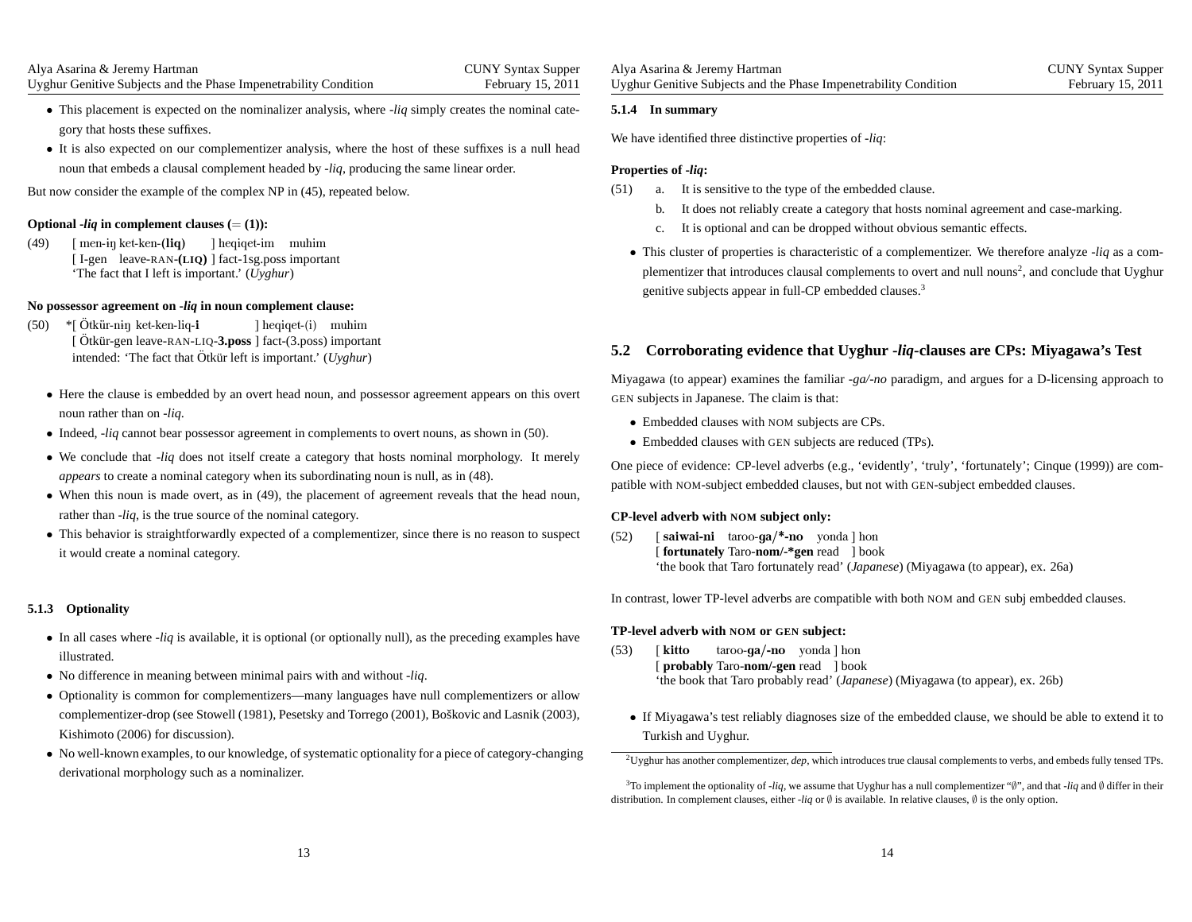- This placement is expected on the nominalizer analysis, where *-liq* simply creates the nominal category that hosts these suffixes.
- It is also expected on our complementizer analysis, where the host of these suffixes is a null head noun that embeds a clausal complement headed by *-liq*, producing the same linear order.

But now consider the example of the complex NP in (45), repeated below.

**Optional *-liq* in complement clauses (= (1)):**

(49) [ men-iŋ ket-ken-**(liq)** ] heqiqet-im muhim
[ I-gen leave-RAN-**(LIQ)** ] fact-1sg.poss important
'The fact that I left is important.' (*Uyghur*)

**No possessor agreement on *-liq* in noun complement clause:**

(50) *[ Ötkür-niŋ ket-ken-liq-**i** ] heqiqet-(i) muhim
[ Ötkür-gen leave-RAN-LIQ-**3.poss** ] fact-(3.poss) important
intended: 'The fact that Ötkür left is important.' (*Uyghur*)

- Here the clause is embedded by an overt head noun, and possessor agreement appears on this overt noun rather than on *-liq*.
- Indeed, *-liq* cannot bear possessor agreement in complements to overt nouns, as shown in (50).
- We conclude that *-liq* does not itself create a category that hosts nominal morphology. It merely *appears* to create a nominal category when its subordinating noun is null, as in (48).
- When this noun is made overt, as in (49), the placement of agreement reveals that the head noun, rather than *-liq*, is the true source of the nominal category.
- This behavior is straightforwardly expected of a complementizer, since there is no reason to suspect it would create a nominal category.

#### 5.1.3 Optionality

- In all cases where *-liq* is available, it is optional (or optionally null), as the preceding examples have illustrated.
- No difference in meaning between minimal pairs with and without *-liq*.
- Optionality is common for complementizers—many languages have null complementizers or allow complementizer-drop (see Stowell (1981), Pesetsky and Torrego (2001), Boškovic and Lasnik (2003), Kishimoto (2006) for discussion).
- No well-known examples, to our knowledge, of systematic optionality for a piece of category-changing derivational morphology such as a nominalizer.

#### 5.1.4 In summary

We have identified three distinctive properties of *-liq*:

**Properties of *-liq*:**

(51) a. It is sensitive to the type of the embedded clause.
b. It does not reliably create a category that hosts nominal agreement and case-marking.
c. It is optional and can be dropped without obvious semantic effects.

- This cluster of properties is characteristic of a complementizer. We therefore analyze *-liq* as a complementizer that introduces clausal complements to overt and null nouns[2], and conclude that Uyghur genitive subjects appear in full-CP embedded clauses.[3]

### 5.2 Corroborating evidence that Uyghur *-liq*-clauses are CPs: Miyagawa's Test

Miyagawa (to appear) examines the familiar *-ga/-no* paradigm, and argues for a D-licensing approach to GEN subjects in Japanese. The claim is that:

- Embedded clauses with NOM subjects are CPs.
- Embedded clauses with GEN subjects are reduced (TPs).

One piece of evidence: CP-level adverbs (e.g., 'evidently', 'truly', 'fortunately'; Cinque (1999)) are compatible with NOM-subject embedded clauses, but not with GEN-subject embedded clauses.

**CP-level adverb with NOM subject only:**

(52) [ **saiwai-ni** taroo-**ga/*-no** yonda ] hon
[ **fortunately** Taro-**nom/-*gen** read ] book
'the book that Taro fortunately read' (*Japanese*) (Miyagawa (to appear), ex. 26a)

In contrast, lower TP-level adverbs are compatible with both NOM and GEN subj embedded clauses.

**TP-level adverb with NOM or GEN subject:**

(53) [ **kitto** taroo-**ga/-no** yonda ] hon
[ **probably** Taro-**nom/-gen** read ] book
'the book that Taro probably read' (*Japanese*) (Miyagawa (to appear), ex. 26b)

- If Miyagawa's test reliably diagnoses size of the embedded clause, we should be able to extend it to Turkish and Uyghur.

[2] Uyghur has another complementizer, *dep*, which introduces true clausal complements to verbs, and embeds fully tensed TPs.

[3] To implement the optionality of *-liq*, we assume that Uyghur has a null complementizer "∅", and that *-liq* and ∅ differ in their distribution. In complement clauses, either *-liq* or ∅ is available. In relative clauses, ∅ is the only option.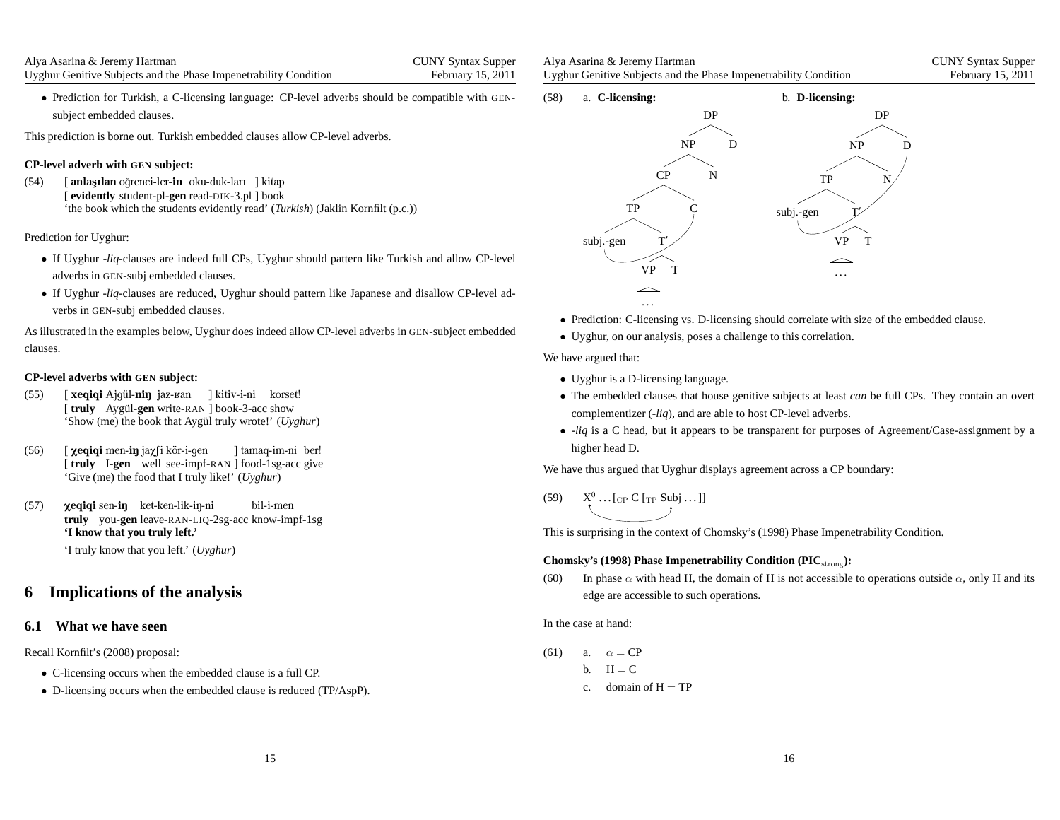- Prediction for Turkish, a C-licensing language: CP-level adverbs should be compatible with GEN-subject embedded clauses.

This prediction is borne out. Turkish embedded clauses allow CP-level adverbs.

**CP-level adverb with GEN subject:**

(54) [ **anlaşılan** oğrenci-ler-**in** oku-duk-ları ] kitap
[ **evidently** student-pl-**gen** read-DIK-3.pl ] book
'the book which the students evidently read' (*Turkish*) (Jaklin Kornfilt (p.c.))

Prediction for Uyghur:

- If Uyghur *-liq*-clauses are indeed full CPs, Uyghur should pattern like Turkish and allow CP-level adverbs in GEN-subj embedded clauses.
- If Uyghur *-liq*-clauses are reduced, Uyghur should pattern like Japanese and disallow CP-level adverbs in GEN-subj embedded clauses.

As illustrated in the examples below, Uyghur does indeed allow CP-level adverbs in GEN-subject embedded clauses.

**CP-level adverbs with GEN subject:**

(55) [ **xeqiqi** Ajgül-**niŋ** jaz-ʁan ] kitiv-i-ni korset!
[ **truly** Aygül-**gen** write-RAN ] book-3-acc show
'Show (me) the book that Aygül truly wrote!' (*Uyghur*)

(56) [ **χeqiqi** men-**iŋ** jaχʃi kör-i-gen ] tamaq-im-ni ber!
[ **truly** I-**gen** well see-impf-RAN ] food-1sg-acc give
'Give (me) the food that I truly like!' (*Uyghur*)

(57) **χeqiqi** sen-**iŋ** ket-ken-lik-iŋ-ni bil-i-men
**truly** you-**gen** leave-RAN-LIQ-2sg-acc know-impf-1sg
**'I know that you truly left.'**
'I truly know that you left.' (*Uyghur*)

# 6 Implications of the analysis

## 6.1 What we have seen

Recall Kornfilt's (2008) proposal:

- C-licensing occurs when the embedded clause is a full CP.
- D-licensing occurs when the embedded clause is reduced (TP/AspP).

(58) a. **C-licensing:** [DP [NP [CP [TP subj.-gen [T′ [VP …] T]] C] N] D] (subj.-gen licensed by C)
b. **D-licensing:** [DP [NP [TP subj.-gen [T′ [VP …] T]] N] D] (subj.-gen licensed by D)

- Prediction: C-licensing vs. D-licensing should correlate with size of the embedded clause.
- Uyghur, on our analysis, poses a challenge to this correlation.

We have argued that:

- Uyghur is a D-licensing language.
- The embedded clauses that house genitive subjects at least *can* be full CPs. They contain an overt complementizer (*-liq*), and are able to host CP-level adverbs.
- *-liq* is a C head, but it appears to be transparent for purposes of Agreement/Case-assignment by a higher head D.

We have thus argued that Uyghur displays agreement across a CP boundary:

(59) $X^0$ … [$_{CP}$ C [$_{TP}$ Subj … ]] (X⁰ relates to Subj)

This is surprising in the context of Chomsky's (1998) Phase Impenetrability Condition.

**Chomsky's (1998) Phase Impenetrability Condition (PIC$_{strong}$):**

(60) In phase $\alpha$ with head H, the domain of H is not accessible to operations outside $\alpha$, only H and its edge are accessible to such operations.

In the case at hand:

(61) a. $\alpha$ = CP
b. H = C
c. domain of H = TP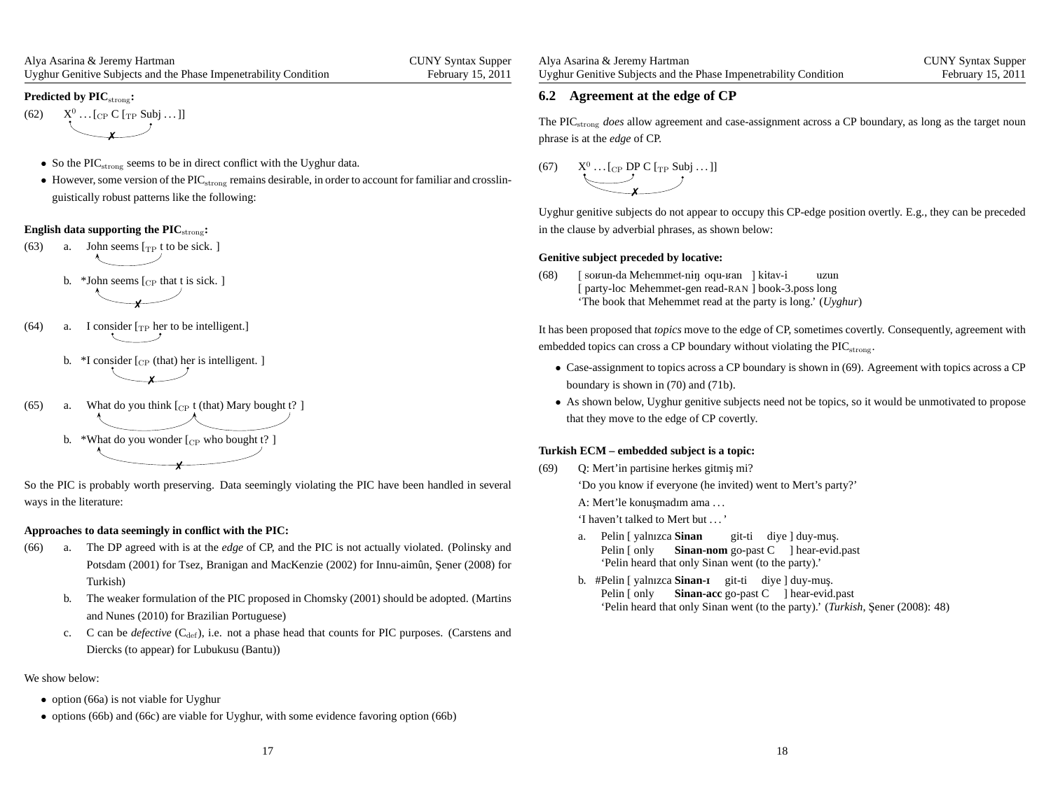**Predicted by PIC$_{\text{strong}}$:**

(62) $X^0 \ldots [_{CP}$ C $[_{TP}$ Subj ... ]] ✗

- So the PIC$_{\text{strong}}$ seems to be in direct conflict with the Uyghur data.
- However, some version of the PIC$_{\text{strong}}$ remains desirable, in order to account for familiar and crosslinguistically robust patterns like the following:

**English data supporting the PIC$_{\text{strong}}$:**

(63) a. John seems [$_{TP}$ t to be sick. ]

b. *John seems [$_{CP}$ that t is sick. ] ✗

(64) a. I consider [$_{TP}$ her to be intelligent.]

b. *I consider [$_{CP}$ (that) her is intelligent. ] ✗

(65) a. What do you think [$_{CP}$ t (that) Mary bought t? ]

b. *What do you wonder [$_{CP}$ who bought t? ] ✗

So the PIC is probably worth preserving. Data seemingly violating the PIC have been handled in several ways in the literature:

**Approaches to data seemingly in conflict with the PIC:**

(66) a. The DP agreed with is at the *edge* of CP, and the PIC is not actually violated. (Polinsky and Potsdam (2001) for Tsez, Branigan and MacKenzie (2002) for Innu-aimûn, Şener (2008) for Turkish)

b. The weaker formulation of the PIC proposed in Chomsky (2001) should be adopted. (Martins and Nunes (2010) for Brazilian Portuguese)

c. C can be *defective* (C$_{\text{def}}$), i.e. not a phase head that counts for PIC purposes. (Carstens and Diercks (to appear) for Lubukusu (Bantu))

We show below:

- option (66a) is not viable for Uyghur
- options (66b) and (66c) are viable for Uyghur, with some evidence favoring option (66b)

## 6.2 Agreement at the edge of CP

The PIC$_{\text{strong}}$ *does* allow agreement and case-assignment across a CP boundary, as long as the target noun phrase is at the *edge* of CP.

(67) $X^0 \ldots [_{CP}$ DP C $[_{TP}$ Subj ... ]] ✗

Uyghur genitive subjects do not appear to occupy this CP-edge position overtly. E.g., they can be preceded in the clause by adverbial phrases, as shown below:

**Genitive subject preceded by locative:**

(68) [ soʁun-da Mehemmet-niŋ oqu-ʁan ] kitav-i uzun
[ party-loc Mehemmet-gen read-RAN ] book-3.poss long
'The book that Mehemmet read at the party is long.' (*Uyghur*)

It has been proposed that *topics* move to the edge of CP, sometimes covertly. Consequently, agreement with embedded topics can cross a CP boundary without violating the PIC$_{\text{strong}}$.

- Case-assignment to topics across a CP boundary is shown in (69). Agreement with topics across a CP boundary is shown in (70) and (71b).
- As shown below, Uyghur genitive subjects need not be topics, so it would be unmotivated to propose that they move to the edge of CP covertly.

**Turkish ECM – embedded subject is a topic:**

(69) Q: Mert'in partisine herkes gitmiş mi?
'Do you know if everyone (he invited) went to Mert's party?'
A: Mert'le konuşmadım ama ...
'I haven't talked to Mert but ... '

a. Pelin [ yalnızca **Sinan** git-ti diye ] duy-muş.
Pelin [ only **Sinan-nom** go-past C ] hear-evid.past
'Pelin heard that only Sinan went (to the party).'

b. #Pelin [ yalnızca **Sinan-ı** git-ti diye ] duy-muş.
Pelin [ only **Sinan-acc** go-past C ] hear-evid.past
'Pelin heard that only Sinan went (to the party).' (*Turkish*, Şener (2008): 48)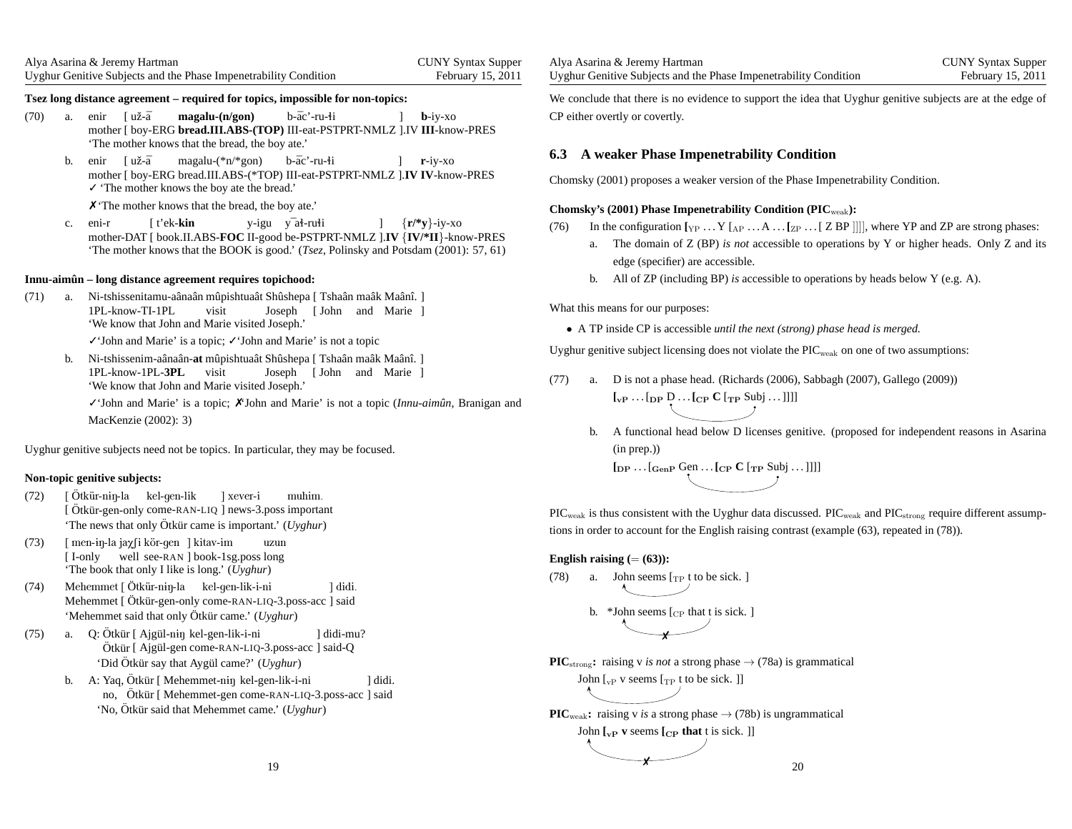**Tsez long distance agreement – required for topics, impossible for non-topics:**

(70) a. enir [ už-ā **magalu-(n/gon)** b-āc'-ru-łi ] **b**-iy-xo
mother [ boy-ERG **bread.III.ABS-(TOP)** III-eat-PSTPRT-NMLZ ].IV **III**-know-PRES
'The mother knows that the bread, the boy ate.'

b. enir [ už-ā magalu-(*n/*gon) b-āc'-ru-łi ] **r**-iy-xo
mother [ boy-ERG bread.III.ABS-(*TOP) III-eat-PSTPRT-NMLZ ].**IV IV**-know-PRES
✓ 'The mother knows the boy ate the bread.'
✗ 'The mother knows that the bread, the boy ate.'

c. eni-r [ t'ek-**kin** y-igu yāł-rułi ] {**r/*y**}-iy-xo
mother-DAT [ book.II.ABS-**FOC** II-good be-PSTPRT-NMLZ ].**IV** {**IV/*II**}-know-PRES
'The mother knows that the BOOK is good.' (*Tsez*, Polinsky and Potsdam (2001): 57, 61)

**Innu-aimûn – long distance agreement requires topichood:**

(71) a. Ni-tshissenitamu-aânaân mûpishtuaât Shûshepa [ Tshaân maâk Maânî. ]
1PL-know-TI-1PL visit Joseph [ John and Marie ]
'We know that John and Marie visited Joseph.'
✓'John and Marie' is a topic; ✓'John and Marie' is not a topic

b. Ni-tshissenim-aânaân-**at** mûpishtuaât Shûshepa [ Tshaân maâk Maânî. ]
1PL-know-1PL-**3PL** visit Joseph [ John and Marie ]
'We know that John and Marie visited Joseph.'
✓'John and Marie' is a topic; ✗'John and Marie' is not a topic (*Innu-aimûn*, Branigan and MacKenzie (2002): 3)

Uyghur genitive subjects need not be topics. In particular, they may be focused.

**Non-topic genitive subjects:**

(72) [ Ötkür-niŋ-la kel-gen-lik ] xever-i muhim.
[ Ötkür-gen-only come-RAN-LIQ ] news-3.poss important
'The news that only Ötkür came is important.' (*Uyghur*)

(73) [ men-iŋ-la jaχʃi kör-gen ] kitav-im uzun
[ I-only well see-RAN ] book-1sg.poss long
'The book that only I like is long.' (*Uyghur*)

(74) Mehemmet [ Ötkür-niŋ-la kel-gen-lik-i-ni ] didi.
Mehemmet [ Ötkür-gen-only come-RAN-LIQ-3.poss-acc ] said
'Mehemmet said that only Ötkür came.' (*Uyghur*)

(75) a. Q: Ötkür [ Ajgül-niŋ kel-gen-lik-i-ni ] didi-mu?
Ötkür [ Ajgül-gen come-RAN-LIQ-3.poss-acc ] said-Q
'Did Ötkür say that Aygül came?' (*Uyghur*)

b. A: Yaq, Ötkür [ Mehemmet-niŋ kel-gen-lik-i-ni ] didi.
no, Ötkür [ Mehemmet-gen come-RAN-LIQ-3.poss-acc ] said
'No, Ötkür said that Mehemmet came.' (*Uyghur*)

We conclude that there is no evidence to support the idea that Uyghur genitive subjects are at the edge of CP either overtly or covertly.

## 6.3 A weaker Phase Impenetrability Condition

Chomsky (2001) proposes a weaker version of the Phase Impenetrability Condition.

**Chomsky's (2001) Phase Impenetrability Condition (PIC$_{weak}$):**

(76) In the configuration **[**$_{YP}$ … Y [$_{AP}$ … A … **[**$_{ZP}$ … [ Z BP ]]]], where YP and ZP are strong phases:

a. The domain of Z (BP) *is not* accessible to operations by Y or higher heads. Only Z and its edge (specifier) are accessible.

b. All of ZP (including BP) *is* accessible to operations by heads below Y (e.g. A).

What this means for our purposes:

- A TP inside CP is accessible *until the next (strong) phase head is merged.*

Uyghur genitive subject licensing does not violate the PIC$_{weak}$ on one of two assumptions:

(77) a. D is not a phase head. (Richards (2006), Sabbagh (2007), Gallego (2009))
**[$_{vP}$** … [$_{DP}$ D … **[$_{CP}$ C** [$_{TP}$ Subj … ]]]]

b. A functional head below D licenses genitive. (proposed for independent reasons in Asarina (in prep.))
**[$_{DP}$** … [$_{GenP}$ Gen … **[$_{CP}$ C** [$_{TP}$ Subj … ]]]]

PIC$_{weak}$ is thus consistent with the Uyghur data discussed. PIC$_{weak}$ and PIC$_{strong}$ require different assumptions in order to account for the English raising contrast (example (63), repeated in (78)).

**English raising (= (63)):**

(78) a. John seems [$_{TP}$ t to be sick. ]

b. *John seems [$_{CP}$ that t is sick. ]

**PIC$_{strong}$:** raising v *is not* a strong phase → (78a) is grammatical
John [$_{vP}$ v seems [$_{TP}$ t to be sick. ]]

**PIC$_{weak}$:** raising v *is* a strong phase → (78b) is ungrammatical
John **[$_{vP}$ v** seems **[$_{CP}$ that** t is sick. ]]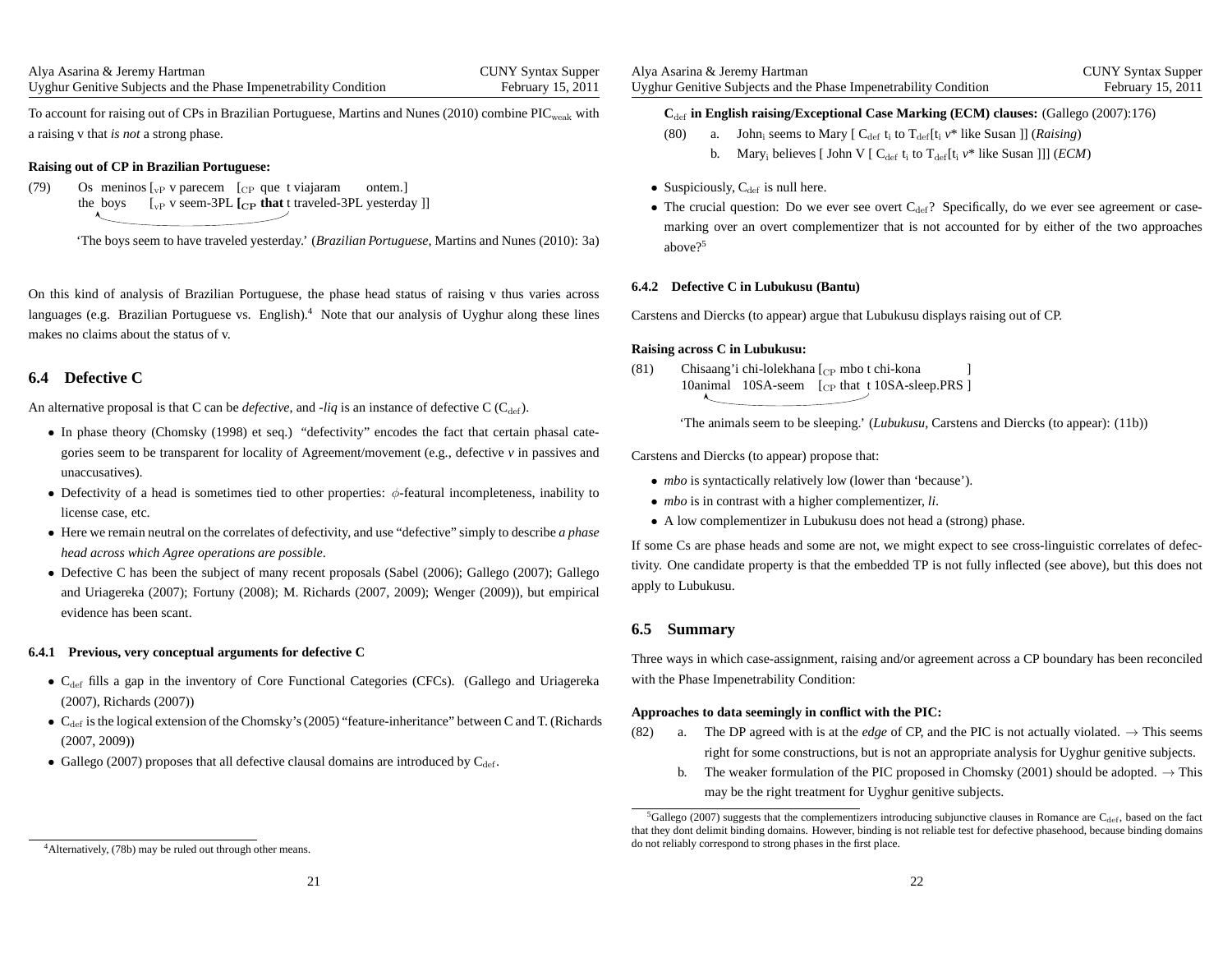To account for raising out of CPs in Brazilian Portuguese, Martins and Nunes (2010) combine PIC$_{weak}$ with a raising v that *is not* a strong phase.

**Raising out of CP in Brazilian Portuguese:**

(79) Os meninos [$_{vP}$ v parecem [$_{CP}$ que t viajaram ontem.]
the boys [$_{vP}$ v seem-3PL **[$_{CP}$ that** t traveled-3PL yesterday ]]

'The boys seem to have traveled yesterday.' (*Brazilian Portuguese*, Martins and Nunes (2010): 3a)

On this kind of analysis of Brazilian Portuguese, the phase head status of raising v thus varies across languages (e.g. Brazilian Portuguese vs. English).[4] Note that our analysis of Uyghur along these lines makes no claims about the status of v.

## 6.4 Defective C

An alternative proposal is that C can be *defective*, and *-liq* is an instance of defective C (C$_{def}$).

- In phase theory (Chomsky (1998) et seq.) "defectivity" encodes the fact that certain phasal categories seem to be transparent for locality of Agreement/movement (e.g., defective *v* in passives and unaccusatives).
- Defectivity of a head is sometimes tied to other properties: $\phi$-featural incompleteness, inability to license case, etc.
- Here we remain neutral on the correlates of defectivity, and use "defective" simply to describe *a phase head across which Agree operations are possible*.
- Defective C has been the subject of many recent proposals (Sabel (2006); Gallego (2007); Gallego and Uriagereka (2007); Fortuny (2008); M. Richards (2007, 2009); Wenger (2009)), but empirical evidence has been scant.

### 6.4.1 Previous, very conceptual arguments for defective C

- C$_{def}$ fills a gap in the inventory of Core Functional Categories (CFCs). (Gallego and Uriagereka (2007), Richards (2007))
- C$_{def}$ is the logical extension of the Chomsky's (2005) "feature-inheritance" between C and T. (Richards (2007, 2009))
- Gallego (2007) proposes that all defective clausal domains are introduced by C$_{def}$.

[4] Alternatively, (78b) may be ruled out through other means.

**C$_{def}$ in English raising/Exceptional Case Marking (ECM) clauses:** (Gallego (2007):176)

(80) a. John$_i$ seems to Mary [ C$_{def}$ t$_i$ to T$_{def}$[t$_i$ *v\** like Susan ]] (*Raising*)
b. Mary$_i$ believes [ John V [ C$_{def}$ t$_i$ to T$_{def}$[t$_i$ *v\** like Susan ]]] (*ECM*)

- Suspiciously, C$_{def}$ is null here.
- The crucial question: Do we ever see overt C$_{def}$? Specifically, do we ever see agreement or case-marking over an overt complementizer that is not accounted for by either of the two approaches above?[5]

### 6.4.2 Defective C in Lubukusu (Bantu)

Carstens and Diercks (to appear) argue that Lubukusu displays raising out of CP.

**Raising across C in Lubukusu:**

(81) Chisaang'i chi-lolekhana [$_{CP}$ mbo t chi-kona ]
10animal 10SA-seem [$_{CP}$ that t 10SA-sleep.PRS ]

'The animals seem to be sleeping.' (*Lubukusu*, Carstens and Diercks (to appear): (11b))

Carstens and Diercks (to appear) propose that:

- *mbo* is syntactically relatively low (lower than 'because').
- *mbo* is in contrast with a higher complementizer, *li*.
- A low complementizer in Lubukusu does not head a (strong) phase.

If some Cs are phase heads and some are not, we might expect to see cross-linguistic correlates of defectivity. One candidate property is that the embedded TP is not fully inflected (see above), but this does not apply to Lubukusu.

## 6.5 Summary

Three ways in which case-assignment, raising and/or agreement across a CP boundary has been reconciled with the Phase Impenetrability Condition:

**Approaches to data seemingly in conflict with the PIC:**

(82) a. The DP agreed with is at the *edge* of CP, and the PIC is not actually violated. → This seems right for some constructions, but is not an appropriate analysis for Uyghur genitive subjects.
b. The weaker formulation of the PIC proposed in Chomsky (2001) should be adopted. → This may be the right treatment for Uyghur genitive subjects.

[5] Gallego (2007) suggests that the complementizers introducing subjunctive clauses in Romance are C$_{def}$, based on the fact that they dont delimit binding domains. However, binding is not reliable test for defective phasehood, because binding domains do not reliably correspond to strong phases in the first place.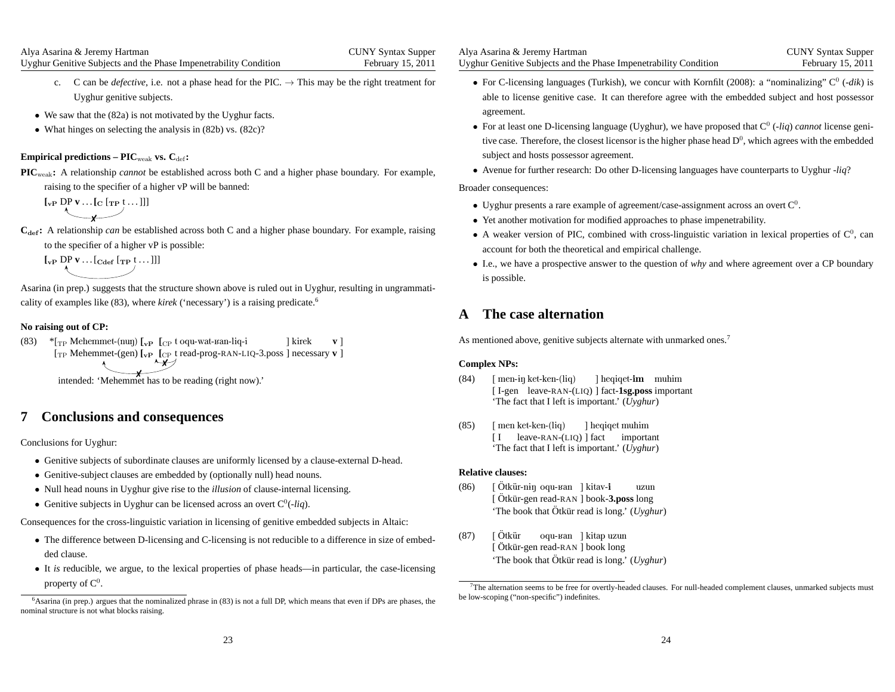c. C can be *defective*, i.e. not a phase head for the PIC. → This may be the right treatment for Uyghur genitive subjects.

- We saw that the (82a) is not motivated by the Uyghur facts.
- What hinges on selecting the analysis in (82b) vs. (82c)?

**Empirical predictions – PIC$_{weak}$ vs. C$_{def}$:**

**PIC$_{weak}$:** A relationship *cannot* be established across both C and a higher phase boundary. For example, raising to the specifier of a higher vP will be banned:

[$_{vP}$ DP **v** . . . [$_{C}$ [$_{TP}$ t . . . ]]] (✗)

**C$_{def}$:** A relationship *can* be established across both C and a higher phase boundary. For example, raising to the specifier of a higher vP is possible:

[$_{vP}$ DP **v** . . . [$_{Cdef}$ [$_{TP}$ t . . . ]]]

Asarina (in prep.) suggests that the structure shown above is ruled out in Uyghur, resulting in ungrammaticality of examples like (83), where *kirek* ('necessary') is a raising predicate.[6]

**No raising out of CP:**

(83) *[$_{TP}$ Mehemmet-(nuŋ) [$_{vP}$ [$_{CP}$ t oqu-wat-ʁan-liq-i ] kirek **v** ]
[$_{TP}$ Mehemmet-(gen) [$_{vP}$ [$_{CP}$ t read-prog-RAN-LIQ-3.poss ] necessary **v** ]
intended: 'Mehemmet has to be reading (right now).'

## 7 Conclusions and consequences

Conclusions for Uyghur:

- Genitive subjects of subordinate clauses are uniformly licensed by a clause-external D-head.
- Genitive-subject clauses are embedded by (optionally null) head nouns.
- Null head nouns in Uyghur give rise to the *illusion* of clause-internal licensing.
- Genitive subjects in Uyghur can be licensed across an overt C$^0$(-*liq*).

Consequences for the cross-linguistic variation in licensing of genitive embedded subjects in Altaic:

- The difference between D-licensing and C-licensing is not reducible to a difference in size of embedded clause.
- It *is* reducible, we argue, to the lexical properties of phase heads—in particular, the case-licensing property of C$^0$.
- For C-licensing languages (Turkish), we concur with Kornfilt (2008): a "nominalizing" C$^0$ (*-dik*) is able to license genitive case. It can therefore agree with the embedded subject and host possessor agreement.
- For at least one D-licensing language (Uyghur), we have proposed that C$^0$ (*-liq*) *cannot* license genitive case. Therefore, the closest licensor is the higher phase head D$^0$, which agrees with the embedded subject and hosts possessor agreement.
- Avenue for further research: Do other D-licensing languages have counterparts to Uyghur *-liq*?

Broader consequences:

- Uyghur presents a rare example of agreement/case-assignment across an overt C$^0$.
- Yet another motivation for modified approaches to phase impenetrability.
- A weaker version of PIC, combined with cross-linguistic variation in lexical properties of C$^0$, can account for both the theoretical and empirical challenge.
- I.e., we have a prospective answer to the question of *why* and where agreement over a CP boundary is possible.

## A The case alternation

As mentioned above, genitive subjects alternate with unmarked ones.[7]

**Complex NPs:**

(84) [ men-iŋ ket-ken-(liq) ] heqiqet-**im** muhim
[ I-gen leave-RAN-(LIQ) ] fact-**1sg.poss** important
'The fact that I left is important.' (*Uyghur*)

(85) [ men ket-ken-(liq) ] heqiqet muhim
[ I leave-RAN-(LIQ) ] fact important
'The fact that I left is important.' (*Uyghur*)

**Relative clauses:**

(86) [ Ötkür-niŋ oqu-ʁan ] kitav-**i** uzun
[ Ötkür-gen read-RAN ] book-**3.poss** long
'The book that Ötkür read is long.' (*Uyghur*)

(87) [ Ötkür oqu-ʁan ] kitap uzun
[ Ötkür-gen read-RAN ] book long
'The book that Ötkür read is long.' (*Uyghur*)

---

[6] Asarina (in prep.) argues that the nominalized phrase in (83) is not a full DP, which means that even if DPs are phases, the nominal structure is not what blocks raising.

[7] The alternation seems to be free for overtly-headed clauses. For null-headed complement clauses, unmarked subjects must be low-scoping ("non-specific") indefinites.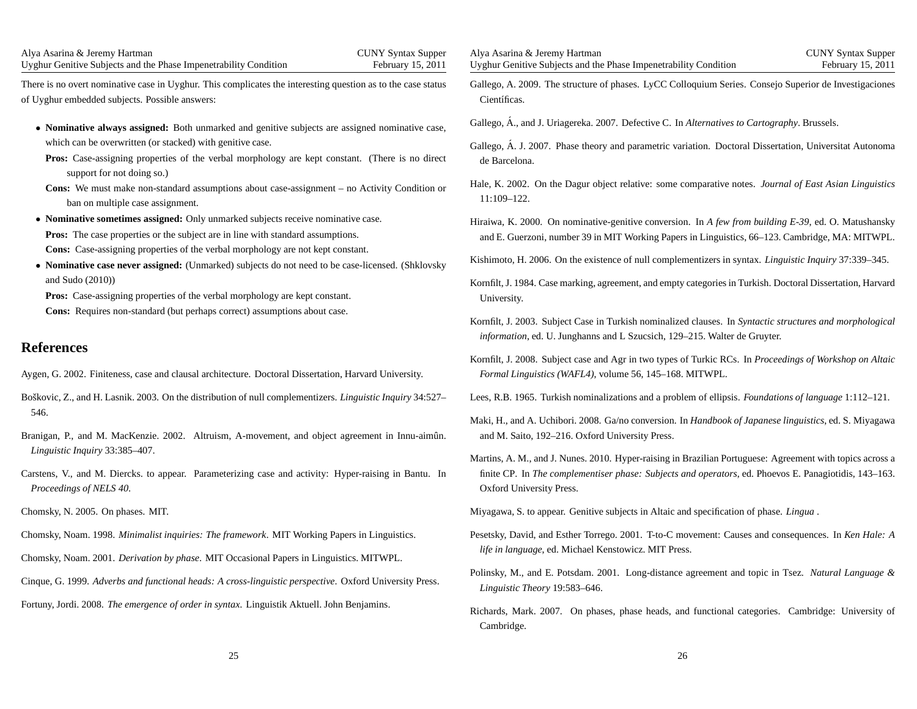There is no overt nominative case in Uyghur. This complicates the interesting question as to the case status of Uyghur embedded subjects. Possible answers:

- **Nominative always assigned:** Both unmarked and genitive subjects are assigned nominative case, which can be overwritten (or stacked) with genitive case.

  **Pros:** Case-assigning properties of the verbal morphology are kept constant. (There is no direct support for not doing so.)

  **Cons:** We must make non-standard assumptions about case-assignment – no Activity Condition or ban on multiple case assignment.

- **Nominative sometimes assigned:** Only unmarked subjects receive nominative case.

  **Pros:** The case properties or the subject are in line with standard assumptions.

  **Cons:** Case-assigning properties of the verbal morphology are not kept constant.

- **Nominative case never assigned:** (Unmarked) subjects do not need to be case-licensed. (Shklovsky and Sudo (2010))

  **Pros:** Case-assigning properties of the verbal morphology are kept constant.

  **Cons:** Requires non-standard (but perhaps correct) assumptions about case.

## References

Aygen, G. 2002. Finiteness, case and clausal architecture. Doctoral Dissertation, Harvard University.

Boškovic, Z., and H. Lasnik. 2003. On the distribution of null complementizers. *Linguistic Inquiry* 34:527–546.

Branigan, P., and M. MacKenzie. 2002. Altruism, A-movement, and object agreement in Innu-aimûn. *Linguistic Inquiry* 33:385–407.

Carstens, V., and M. Diercks. to appear. Parameterizing case and activity: Hyper-raising in Bantu. In *Proceedings of NELS 40*.

Chomsky, N. 2005. On phases. MIT.

Chomsky, Noam. 1998. *Minimalist inquiries: The framework*. MIT Working Papers in Linguistics.

Chomsky, Noam. 2001. *Derivation by phase*. MIT Occasional Papers in Linguistics. MITWPL.

Cinque, G. 1999. *Adverbs and functional heads: A cross-linguistic perspective*. Oxford University Press.

Fortuny, Jordi. 2008. *The emergence of order in syntax*. Linguistik Aktuell. John Benjamins.

Gallego, A. 2009. The structure of phases. LyCC Colloquium Series. Consejo Superior de Investigaciones Científicas.

Gallego, Á., and J. Uriagereka. 2007. Defective C. In *Alternatives to Cartography*. Brussels.

Gallego, Á. J. 2007. Phase theory and parametric variation. Doctoral Dissertation, Universitat Autonoma de Barcelona.

Hale, K. 2002. On the Dagur object relative: some comparative notes. *Journal of East Asian Linguistics* 11:109–122.

Hiraiwa, K. 2000. On nominative-genitive conversion. In *A few from building E-39*, ed. O. Matushansky and E. Guerzoni, number 39 in MIT Working Papers in Linguistics, 66–123. Cambridge, MA: MITWPL.

Kishimoto, H. 2006. On the existence of null complementizers in syntax. *Linguistic Inquiry* 37:339–345.

Kornfilt, J. 1984. Case marking, agreement, and empty categories in Turkish. Doctoral Dissertation, Harvard University.

Kornfilt, J. 2003. Subject Case in Turkish nominalized clauses. In *Syntactic structures and morphological information*, ed. U. Junghanns and L Szucsich, 129–215. Walter de Gruyter.

Kornfilt, J. 2008. Subject case and Agr in two types of Turkic RCs. In *Proceedings of Workshop on Altaic Formal Linguistics (WAFL4)*, volume 56, 145–168. MITWPL.

Lees, R.B. 1965. Turkish nominalizations and a problem of ellipsis. *Foundations of language* 1:112–121.

Maki, H., and A. Uchibori. 2008. Ga/no conversion. In *Handbook of Japanese linguistics*, ed. S. Miyagawa and M. Saito, 192–216. Oxford University Press.

Martins, A. M., and J. Nunes. 2010. Hyper-raising in Brazilian Portuguese: Agreement with topics across a finite CP. In *The complementiser phase: Subjects and operators*, ed. Phoevos E. Panagiotidis, 143–163. Oxford University Press.

Miyagawa, S. to appear. Genitive subjects in Altaic and specification of phase. *Lingua* .

Pesetsky, David, and Esther Torrego. 2001. T-to-C movement: Causes and consequences. In *Ken Hale: A life in language*, ed. Michael Kenstowicz. MIT Press.

Polinsky, M., and E. Potsdam. 2001. Long-distance agreement and topic in Tsez. *Natural Language & Linguistic Theory* 19:583–646.

Richards, Mark. 2007. On phases, phase heads, and functional categories. Cambridge: University of Cambridge.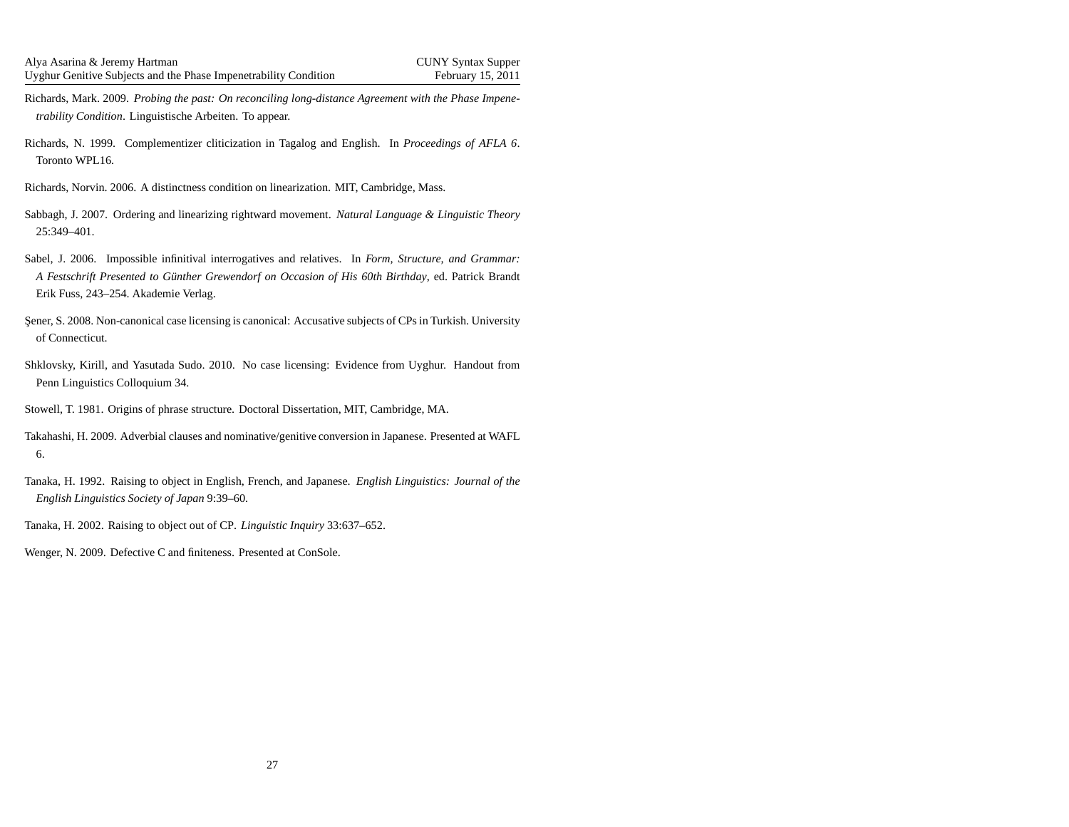Richards, Mark. 2009. *Probing the past: On reconciling long-distance Agreement with the Phase Impenetrability Condition*. Linguistische Arbeiten. To appear.

Richards, N. 1999. Complementizer cliticization in Tagalog and English. In *Proceedings of AFLA 6*. Toronto WPL16.

Richards, Norvin. 2006. A distinctness condition on linearization. MIT, Cambridge, Mass.

Sabbagh, J. 2007. Ordering and linearizing rightward movement. *Natural Language & Linguistic Theory* 25:349–401.

Sabel, J. 2006. Impossible infinitival interrogatives and relatives. In *Form, Structure, and Grammar: A Festschrift Presented to Günther Grewendorf on Occasion of His 60th Birthday*, ed. Patrick Brandt Erik Fuss, 243–254. Akademie Verlag.

Şener, S. 2008. Non-canonical case licensing is canonical: Accusative subjects of CPs in Turkish. University of Connecticut.

Shklovsky, Kirill, and Yasutada Sudo. 2010. No case licensing: Evidence from Uyghur. Handout from Penn Linguistics Colloquium 34.

Stowell, T. 1981. Origins of phrase structure. Doctoral Dissertation, MIT, Cambridge, MA.

Takahashi, H. 2009. Adverbial clauses and nominative/genitive conversion in Japanese. Presented at WAFL 6.

Tanaka, H. 1992. Raising to object in English, French, and Japanese. *English Linguistics: Journal of the English Linguistics Society of Japan* 9:39–60.

Tanaka, H. 2002. Raising to object out of CP. *Linguistic Inquiry* 33:637–652.

Wenger, N. 2009. Defective C and finiteness. Presented at ConSole.